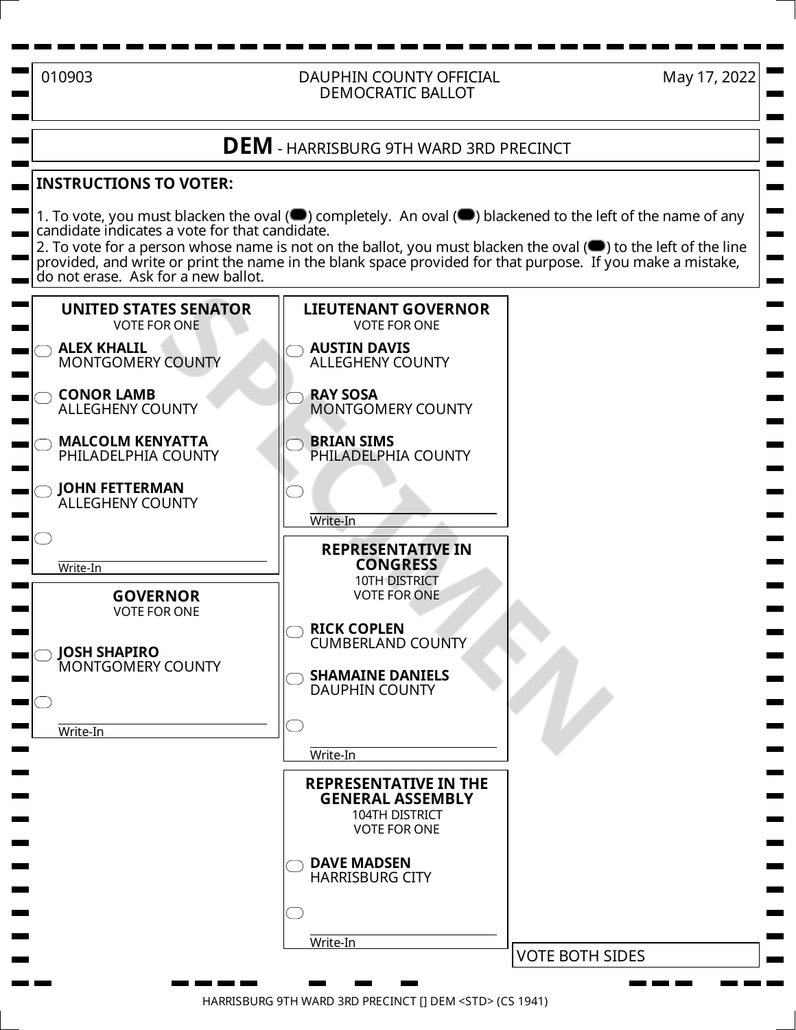010903

DAUPHIN COUNTY OFFICIAL
DEMOCRATIC BALLOT

May 17, 2022

# DEM - HARRISBURG 9TH WARD 3RD PRECINCT

**INSTRUCTIONS TO VOTER:**

1. To vote, you must blacken the oval (⬬) completely. An oval (⬬) blackened to the left of the name of any candidate indicates a vote for that candidate.
2. To vote for a person whose name is not on the ballot, you must blacken the oval (⬬) to the left of the line provided, and write or print the name in the blank space provided for that purpose. If you make a mistake, do not erase. Ask for a new ballot.

## UNITED STATES SENATOR
VOTE FOR ONE

- ⬭ **ALEX KHALIL** MONTGOMERY COUNTY
- ⬭ **CONOR LAMB** ALLEGHENY COUNTY
- ⬭ **MALCOLM KENYATTA** PHILADELPHIA COUNTY
- ⬭ **JOHN FETTERMAN** ALLEGHENY COUNTY
- ⬭ ____________ Write-In

## GOVERNOR
VOTE FOR ONE

- ⬭ **JOSH SHAPIRO** MONTGOMERY COUNTY
- ⬭ ____________ Write-In

## LIEUTENANT GOVERNOR
VOTE FOR ONE

- ⬭ **AUSTIN DAVIS** ALLEGHENY COUNTY
- ⬭ **RAY SOSA** MONTGOMERY COUNTY
- ⬭ **BRIAN SIMS** PHILADELPHIA COUNTY
- ⬭ ____________ Write-In

## REPRESENTATIVE IN CONGRESS
10TH DISTRICT
VOTE FOR ONE

- ⬭ **RICK COPLEN** CUMBERLAND COUNTY
- ⬭ **SHAMAINE DANIELS** DAUPHIN COUNTY
- ⬭ ____________ Write-In

## REPRESENTATIVE IN THE GENERAL ASSEMBLY
104TH DISTRICT
VOTE FOR ONE

- ⬭ **DAVE MADSEN** HARRISBURG CITY
- ⬭ ____________ Write-In

VOTE BOTH SIDES

HARRISBURG 9TH WARD 3RD PRECINCT [] DEM <STD> (CS 1941)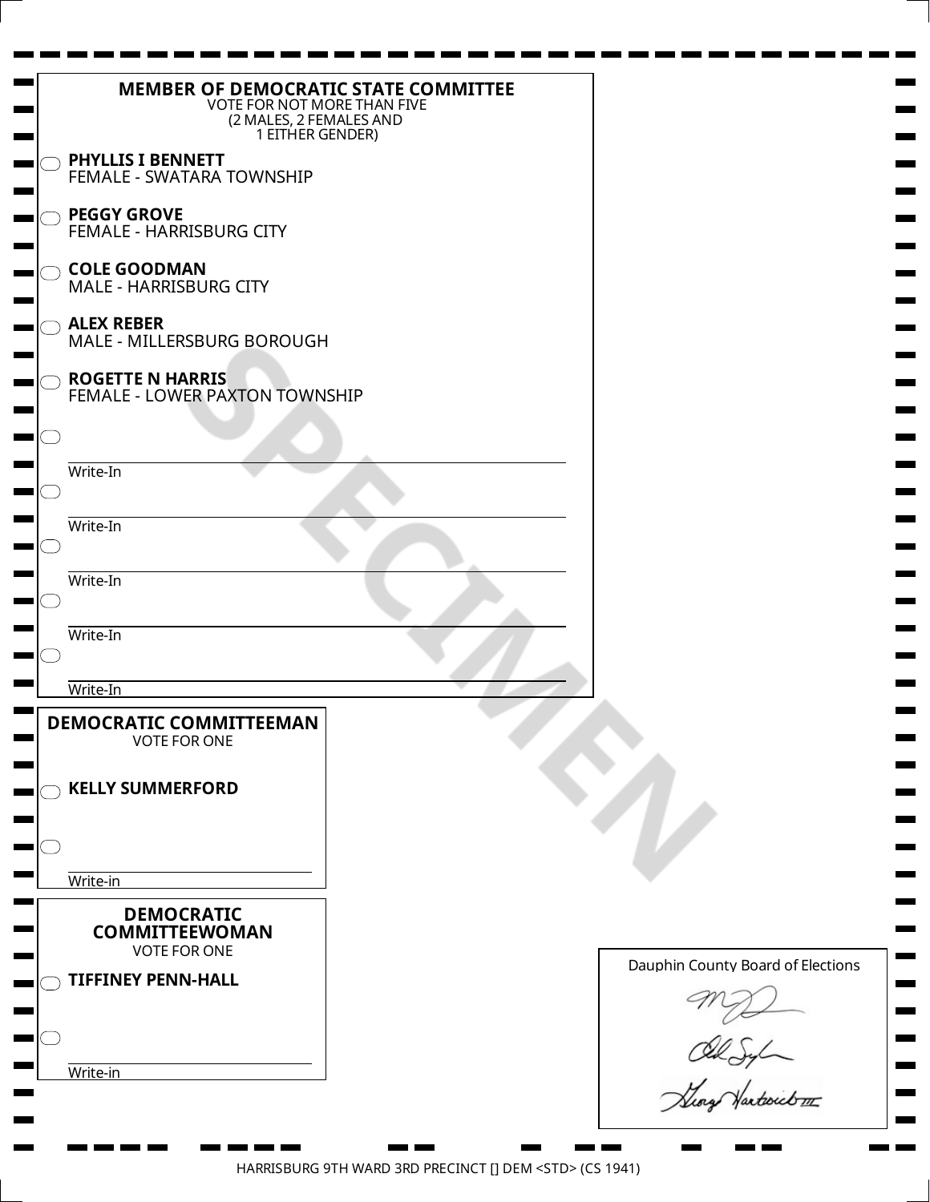## MEMBER OF DEMOCRATIC STATE COMMITTEE

VOTE FOR NOT MORE THAN FIVE
(2 MALES, 2 FEMALES AND
1 EITHER GENDER)

- **PHYLLIS I BENNETT**
  FEMALE - SWATARA TOWNSHIP
- **PEGGY GROVE**
  FEMALE - HARRISBURG CITY
- **COLE GOODMAN**
  MALE - HARRISBURG CITY
- **ALEX REBER**
  MALE - MILLERSBURG BOROUGH
- **ROGETTE N HARRIS**
  FEMALE - LOWER PAXTON TOWNSHIP
- Write-In
- Write-In
- Write-In
- Write-In
- Write-In

## DEMOCRATIC COMMITTEEMAN

VOTE FOR ONE

- **KELLY SUMMERFORD**
- Write-in

## DEMOCRATIC COMMITTEEWOMAN

VOTE FOR ONE

- **TIFFINEY PENN-HALL**
- Write-in

Dauphin County Board of Elections

SPECIMEN

HARRISBURG 9TH WARD 3RD PRECINCT [] DEM <STD> (CS 1941)